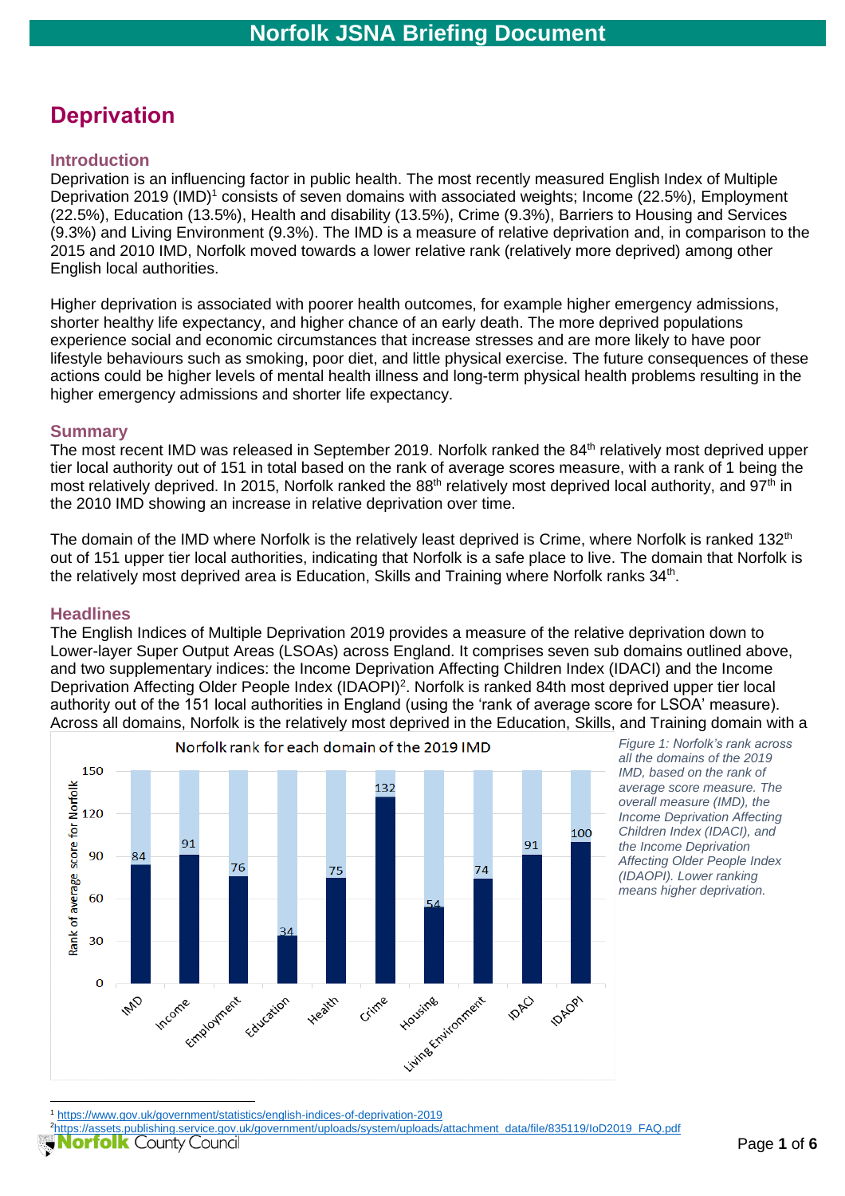# Deprivation

## Introduction

Deprivation is an influencing factor in public health. The most recently measured English Index of Multiple Deprivation 2019 (IMD)[1] consists of seven domains with associated weights; Income (22.5%), Employment (22.5%), Education (13.5%), Health and disability (13.5%), Crime (9.3%), Barriers to Housing and Services (9.3%) and Living Environment (9.3%). The IMD is a measure of relative deprivation and, in comparison to the 2015 and 2010 IMD, Norfolk moved towards a lower relative rank (relatively more deprived) among other English local authorities.

Higher deprivation is associated with poorer health outcomes, for example higher emergency admissions, shorter healthy life expectancy, and higher chance of an early death. The more deprived populations experience social and economic circumstances that increase stresses and are more likely to have poor lifestyle behaviours such as smoking, poor diet, and little physical exercise. The future consequences of these actions could be higher levels of mental health illness and long-term physical health problems resulting in the higher emergency admissions and shorter life expectancy.

## Summary

The most recent IMD was released in September 2019. Norfolk ranked the 84th relatively most deprived upper tier local authority out of 151 in total based on the rank of average scores measure, with a rank of 1 being the most relatively deprived. In 2015, Norfolk ranked the 88th relatively most deprived local authority, and 97th in the 2010 IMD showing an increase in relative deprivation over time.

The domain of the IMD where Norfolk is the relatively least deprived is Crime, where Norfolk is ranked 132th out of 151 upper tier local authorities, indicating that Norfolk is a safe place to live. The domain that Norfolk is the relatively most deprived area is Education, Skills and Training where Norfolk ranks 34th.

## Headlines

The English Indices of Multiple Deprivation 2019 provides a measure of the relative deprivation down to Lower-layer Super Output Areas (LSOAs) across England. It comprises seven sub domains outlined above, and two supplementary indices: the Income Deprivation Affecting Children Index (IDACI) and the Income Deprivation Affecting Older People Index (IDAOPI)[2]. Norfolk is ranked 84th most deprived upper tier local authority out of the 151 local authorities in England (using the 'rank of average score for LSOA' measure). Across all domains, Norfolk is the relatively most deprived in the Education, Skills, and Training domain with a

Norfolk rank for each domain of the 2019 IMD

| Domain | Rank of average score for Norfolk |
|---|---|
| IMD | 84 |
| Income | 91 |
| Employment | 76 |
| Education | 34 |
| Health | 75 |
| Crime | 132 |
| Housing | 54 |
| Living Environment | 74 |
| IDACI | 91 |
| IDAOPI | 100 |

*Figure 1: Norfolk's rank across all the domains of the 2019 IMD, based on the rank of average score measure. The overall measure (IMD), the Income Deprivation Affecting Children Index (IDACI), and the Income Deprivation Affecting Older People Index (IDAOPI). Lower ranking means higher deprivation.*

---

[1] https://www.gov.uk/government/statistics/english-indices-of-deprivation-2019

[2] https://assets.publishing.service.gov.uk/government/uploads/system/uploads/attachment_data/file/835119/IoD2019_FAQ.pdf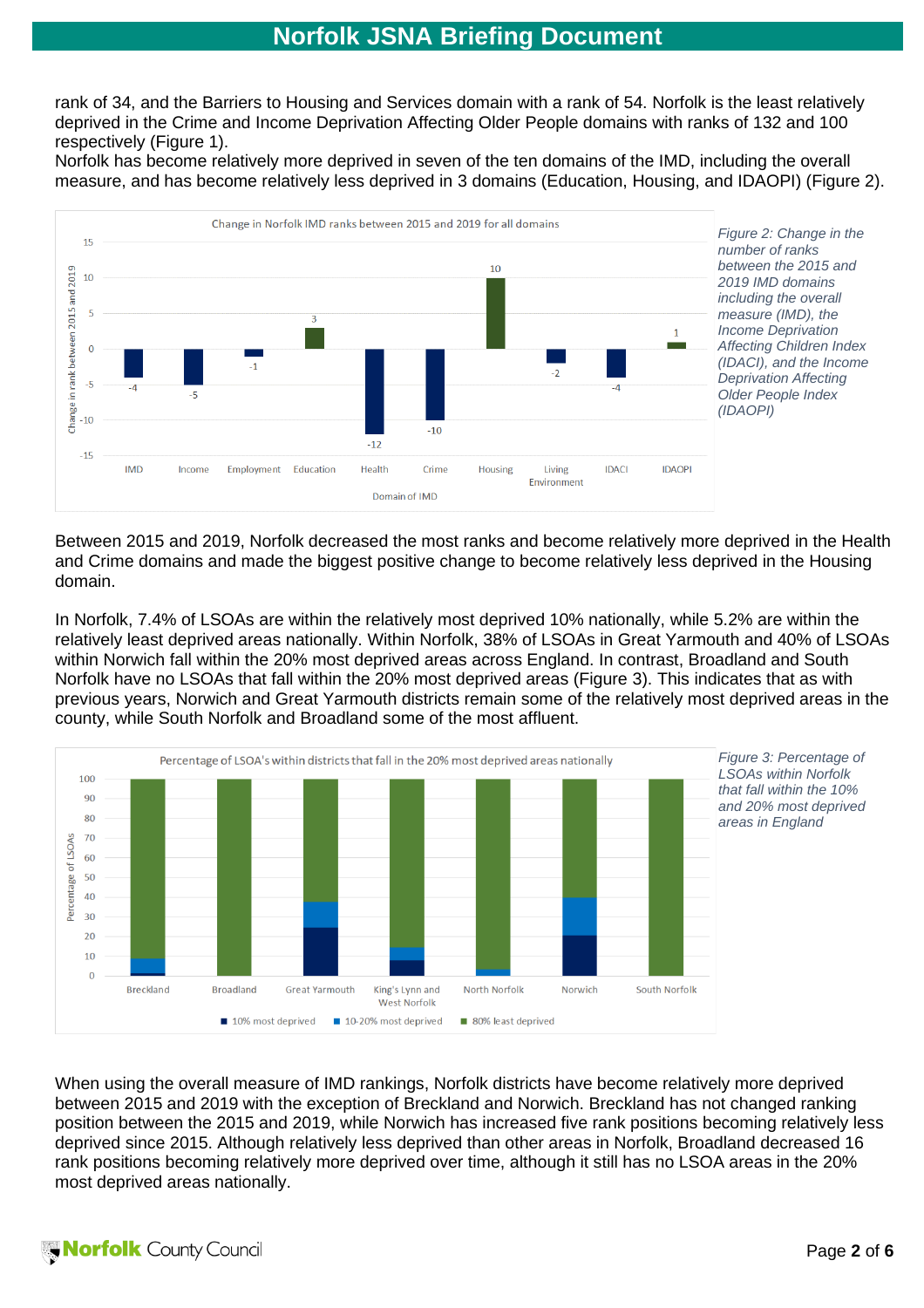rank of 34, and the Barriers to Housing and Services domain with a rank of 54. Norfolk is the least relatively deprived in the Crime and Income Deprivation Affecting Older People domains with ranks of 132 and 100 respectively (Figure 1).

Norfolk has become relatively more deprived in seven of the ten domains of the IMD, including the overall measure, and has become relatively less deprived in 3 domains (Education, Housing, and IDAOPI) (Figure 2).

*Figure 2: Change in the number of ranks between the 2015 and 2019 IMD domains including the overall measure (IMD), the Income Deprivation Affecting Children Index (IDACI), and the Income Deprivation Affecting Older People Index (IDAOPI)*

Between 2015 and 2019, Norfolk decreased the most ranks and become relatively more deprived in the Health and Crime domains and made the biggest positive change to become relatively less deprived in the Housing domain.

In Norfolk, 7.4% of LSOAs are within the relatively most deprived 10% nationally, while 5.2% are within the relatively least deprived areas nationally. Within Norfolk, 38% of LSOAs in Great Yarmouth and 40% of LSOAs within Norwich fall within the 20% most deprived areas across England. In contrast, Broadland and South Norfolk have no LSOAs that fall within the 20% most deprived areas (Figure 3). This indicates that as with previous years, Norwich and Great Yarmouth districts remain some of the relatively most deprived areas in the county, while South Norfolk and Broadland some of the most affluent.

*Figure 3: Percentage of LSOAs within Norfolk that fall within the 10% and 20% most deprived areas in England*

When using the overall measure of IMD rankings, Norfolk districts have become relatively more deprived between 2015 and 2019 with the exception of Breckland and Norwich. Breckland has not changed ranking position between the 2015 and 2019, while Norwich has increased five rank positions becoming relatively less deprived since 2015. Although relatively less deprived than other areas in Norfolk, Broadland decreased 16 rank positions becoming relatively more deprived over time, although it still has no LSOA areas in the 20% most deprived areas nationally.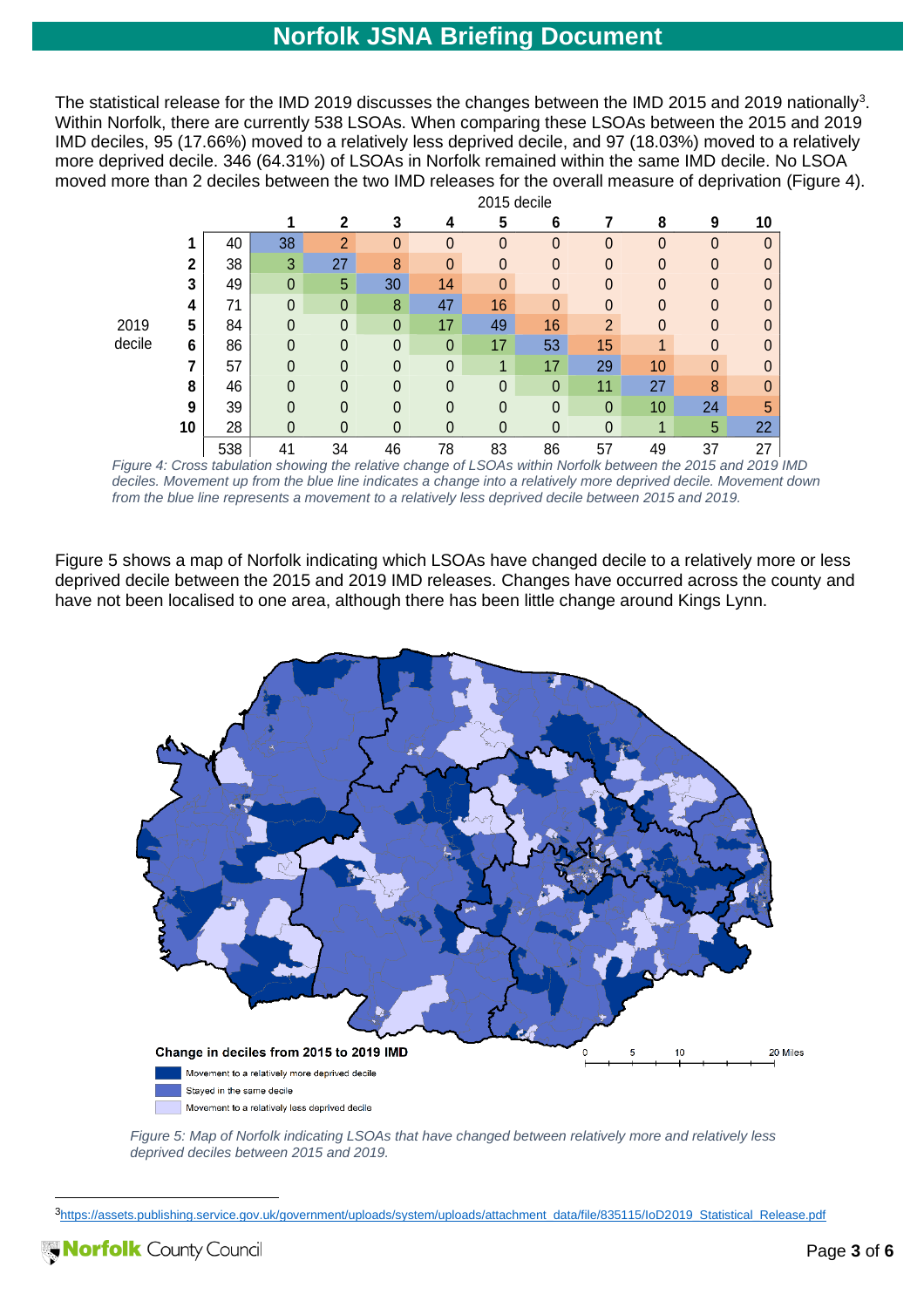The statistical release for the IMD 2019 discusses the changes between the IMD 2015 and 2019 nationally[3]. Within Norfolk, there are currently 538 LSOAs. When comparing these LSOAs between the 2015 and 2019 IMD deciles, 95 (17.66%) moved to a relatively less deprived decile, and 97 (18.03%) moved to a relatively more deprived decile. 346 (64.31%) of LSOAs in Norfolk remained within the same IMD decile. No LSOA moved more than 2 deciles between the two IMD releases for the overall measure of deprivation (Figure 4).

| | | | 2015 decile | | | | | | | | | |
|---|---|---|---|---|---|---|---|---|---|---|---|---|
| | | | 1 | 2 | 3 | 4 | 5 | 6 | 7 | 8 | 9 | 10 |
| 2019 decile | 1 | 40 | 38 | 2 | 0 | 0 | 0 | 0 | 0 | 0 | 0 | 0 |
| | 2 | 38 | 3 | 27 | 8 | 0 | 0 | 0 | 0 | 0 | 0 | 0 |
| | 3 | 49 | 0 | 5 | 30 | 14 | 0 | 0 | 0 | 0 | 0 | 0 |
| | 4 | 71 | 0 | 0 | 8 | 47 | 16 | 0 | 0 | 0 | 0 | 0 |
| | 5 | 84 | 0 | 0 | 0 | 17 | 49 | 16 | 2 | 0 | 0 | 0 |
| | 6 | 86 | 0 | 0 | 0 | 0 | 17 | 53 | 15 | 1 | 0 | 0 |
| | 7 | 57 | 0 | 0 | 0 | 0 | 1 | 17 | 29 | 10 | 0 | 0 |
| | 8 | 46 | 0 | 0 | 0 | 0 | 0 | 0 | 11 | 27 | 8 | 0 |
| | 9 | 39 | 0 | 0 | 0 | 0 | 0 | 0 | 0 | 10 | 24 | 5 |
| | 10 | 28 | 0 | 0 | 0 | 0 | 0 | 0 | 0 | 1 | 5 | 22 |
| | | 538 | 41 | 34 | 46 | 78 | 83 | 86 | 57 | 49 | 37 | 27 |

*Figure 4: Cross tabulation showing the relative change of LSOAs within Norfolk between the 2015 and 2019 IMD deciles. Movement up from the blue line indicates a change into a relatively more deprived decile. Movement down from the blue line represents a movement to a relatively less deprived decile between 2015 and 2019.*

Figure 5 shows a map of Norfolk indicating which LSOAs have changed decile to a relatively more or less deprived decile between the 2015 and 2019 IMD releases. Changes have occurred across the county and have not been localised to one area, although there has been little change around Kings Lynn.

*Figure 5: Map of Norfolk indicating LSOAs that have changed between relatively more and relatively less deprived deciles between 2015 and 2019.*

[3] https://assets.publishing.service.gov.uk/government/uploads/system/uploads/attachment_data/file/835115/IoD2019_Statistical_Release.pdf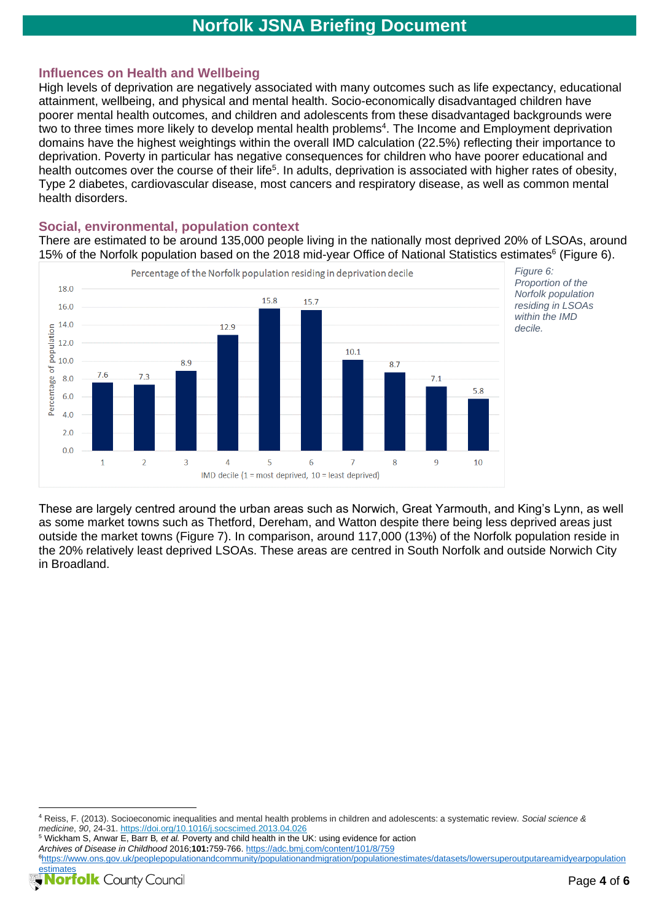## Influences on Health and Wellbeing

High levels of deprivation are negatively associated with many outcomes such as life expectancy, educational attainment, wellbeing, and physical and mental health. Socio-economically disadvantaged children have poorer mental health outcomes, and children and adolescents from these disadvantaged backgrounds were two to three times more likely to develop mental health problems[4]. The Income and Employment deprivation domains have the highest weightings within the overall IMD calculation (22.5%) reflecting their importance to deprivation. Poverty in particular has negative consequences for children who have poorer educational and health outcomes over the course of their life[5]. In adults, deprivation is associated with higher rates of obesity, Type 2 diabetes, cardiovascular disease, most cancers and respiratory disease, as well as common mental health disorders.

## Social, environmental, population context

There are estimated to be around 135,000 people living in the nationally most deprived 20% of LSOAs, around 15% of the Norfolk population based on the 2018 mid-year Office of National Statistics estimates[6] (Figure 6).

Percentage of the Norfolk population residing in deprivation decile

| IMD decile (1 = most deprived, 10 = least deprived) | Percentage of population |
|---|---|
| 1 | 7.6 |
| 2 | 7.3 |
| 3 | 8.9 |
| 4 | 12.9 |
| 5 | 15.8 |
| 6 | 15.7 |
| 7 | 10.1 |
| 8 | 8.7 |
| 9 | 7.1 |
| 10 | 5.8 |

*Figure 6: Proportion of the Norfolk population residing in LSOAs within the IMD decile.*

These are largely centred around the urban areas such as Norwich, Great Yarmouth, and King's Lynn, as well as some market towns such as Thetford, Dereham, and Watton despite there being less deprived areas just outside the market towns (Figure 7). In comparison, around 117,000 (13%) of the Norfolk population reside in the 20% relatively least deprived LSOAs. These areas are centred in South Norfolk and outside Norwich City in Broadland.

---

[4] Reiss, F. (2013). Socioeconomic inequalities and mental health problems in children and adolescents: a systematic review. *Social science & medicine*, *90*, 24-31. https://doi.org/10.1016/j.socscimed.2013.04.026

[5] Wickham S, Anwar E, Barr B, *et al.* Poverty and child health in the UK: using evidence for action *Archives of Disease in Childhood* 2016;**101:**759-766. https://adc.bmj.com/content/101/8/759

[6] https://www.ons.gov.uk/peoplepopulationandcommunity/populationandmigration/populationestimates/datasets/lowersuperoutputareamidyearpopulationestimates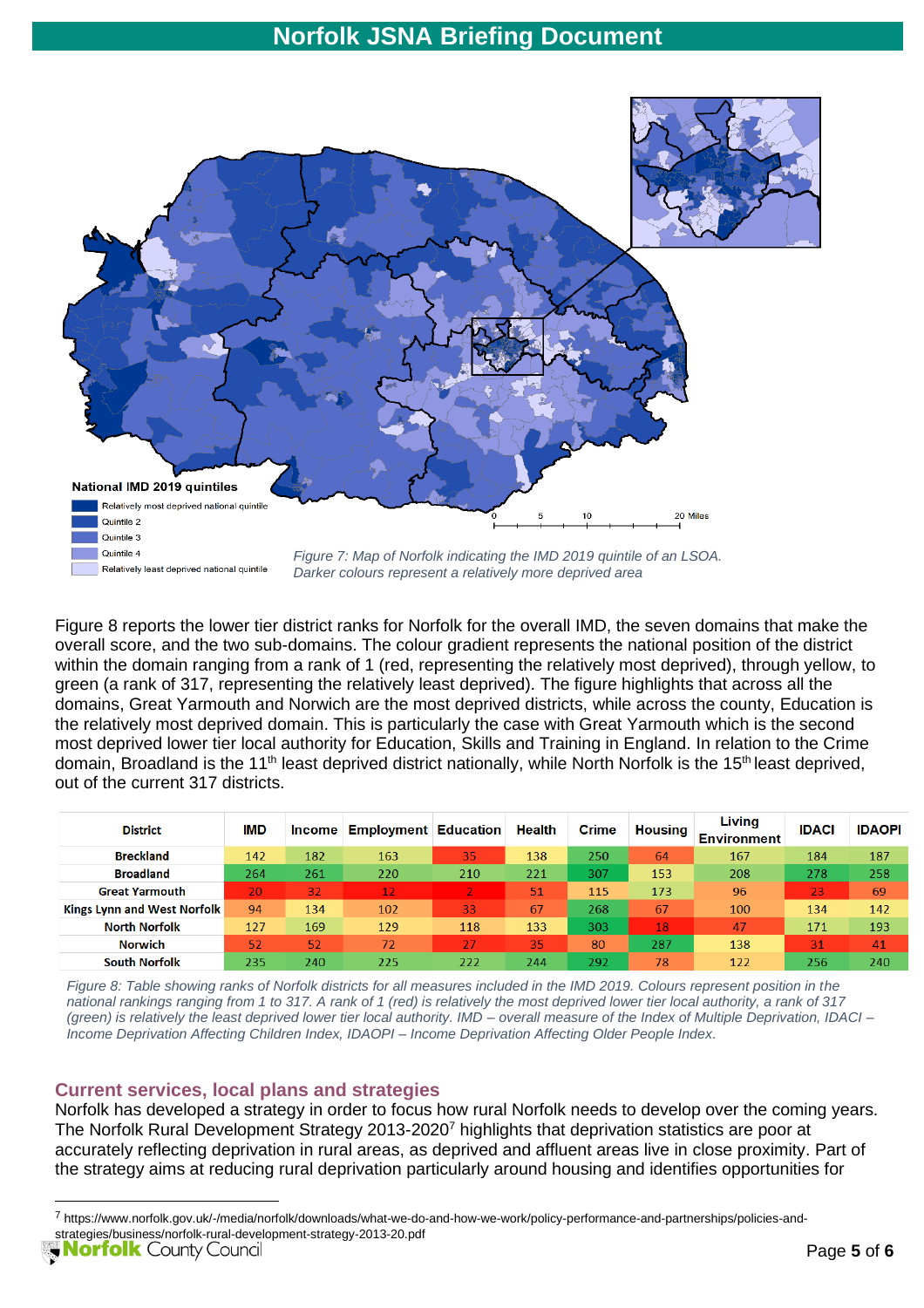National IMD 2019 quintiles

- Relatively most deprived national quintile
- Quintile 2
- Quintile 3
- Quintile 4
- Relatively least deprived national quintile

*Figure 7: Map of Norfolk indicating the IMD 2019 quintile of an LSOA. Darker colours represent a relatively more deprived area*

Figure 8 reports the lower tier district ranks for Norfolk for the overall IMD, the seven domains that make the overall score, and the two sub-domains. The colour gradient represents the national position of the district within the domain ranging from a rank of 1 (red, representing the relatively most deprived), through yellow, to green (a rank of 317, representing the relatively least deprived). The figure highlights that across all the domains, Great Yarmouth and Norwich are the most deprived districts, while across the county, Education is the relatively most deprived domain. This is particularly the case with Great Yarmouth which is the second most deprived lower tier local authority for Education, Skills and Training in England. In relation to the Crime domain, Broadland is the 11th least deprived district nationally, while North Norfolk is the 15th least deprived, out of the current 317 districts.

| District | IMD | Income | Employment | Education | Health | Crime | Housing | Living Environment | IDACI | IDAOPI |
|---|---|---|---|---|---|---|---|---|---|---|
| Breckland | 142 | 182 | 163 | 35 | 138 | 250 | 64 | 167 | 184 | 187 |
| Broadland | 264 | 261 | 220 | 210 | 221 | 307 | 153 | 208 | 278 | 258 |
| Great Yarmouth | 20 | 32 | 12 | 2 | 51 | 115 | 173 | 96 | 23 | 69 |
| Kings Lynn and West Norfolk | 94 | 134 | 102 | 33 | 67 | 268 | 67 | 100 | 134 | 142 |
| North Norfolk | 127 | 169 | 129 | 118 | 133 | 303 | 18 | 47 | 171 | 193 |
| Norwich | 52 | 52 | 72 | 27 | 35 | 80 | 287 | 138 | 31 | 41 |
| South Norfolk | 235 | 240 | 225 | 222 | 244 | 292 | 78 | 122 | 256 | 240 |

*Figure 8: Table showing ranks of Norfolk districts for all measures included in the IMD 2019. Colours represent position in the national rankings ranging from 1 to 317. A rank of 1 (red) is relatively the most deprived lower tier local authority, a rank of 317 (green) is relatively the least deprived lower tier local authority. IMD – overall measure of the Index of Multiple Deprivation, IDACI – Income Deprivation Affecting Children Index, IDAOPI – Income Deprivation Affecting Older People Index.*

## Current services, local plans and strategies

Norfolk has developed a strategy in order to focus how rural Norfolk needs to develop over the coming years. The Norfolk Rural Development Strategy 2013-2020[7] highlights that deprivation statistics are poor at accurately reflecting deprivation in rural areas, as deprived and affluent areas live in close proximity. Part of the strategy aims at reducing rural deprivation particularly around housing and identifies opportunities for

[7] https://www.norfolk.gov.uk/-/media/norfolk/downloads/what-we-do-and-how-we-work/policy-performance-and-partnerships/policies-and-strategies/business/norfolk-rural-development-strategy-2013-20.pdf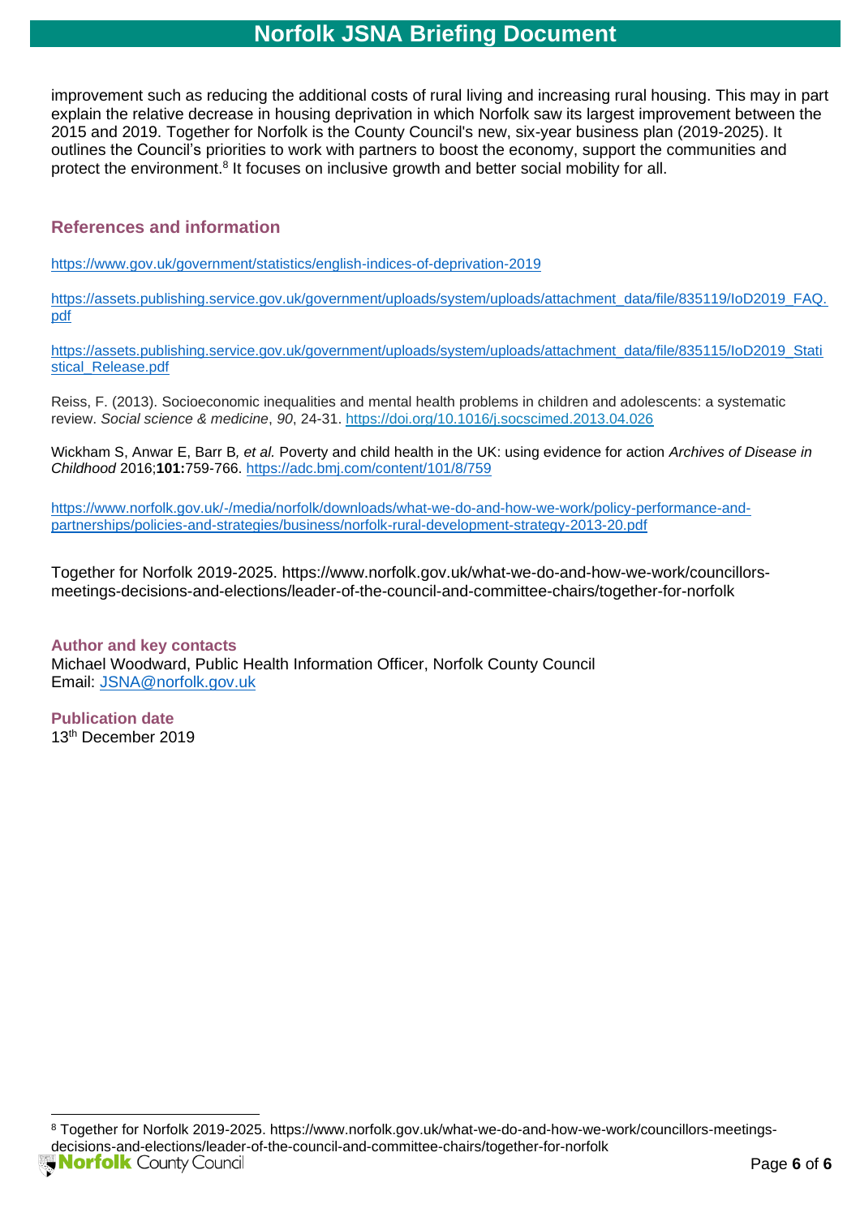improvement such as reducing the additional costs of rural living and increasing rural housing. This may in part explain the relative decrease in housing deprivation in which Norfolk saw its largest improvement between the 2015 and 2019. Together for Norfolk is the County Council's new, six-year business plan (2019-2025). It outlines the Council's priorities to work with partners to boost the economy, support the communities and protect the environment.[8] It focuses on inclusive growth and better social mobility for all.

## References and information

https://www.gov.uk/government/statistics/english-indices-of-deprivation-2019

https://assets.publishing.service.gov.uk/government/uploads/system/uploads/attachment_data/file/835119/IoD2019_FAQ.pdf

https://assets.publishing.service.gov.uk/government/uploads/system/uploads/attachment_data/file/835115/IoD2019_Statistical_Release.pdf

Reiss, F. (2013). Socioeconomic inequalities and mental health problems in children and adolescents: a systematic review. *Social science & medicine*, *90*, 24-31. https://doi.org/10.1016/j.socscimed.2013.04.026

Wickham S, Anwar E, Barr B*, et al.* Poverty and child health in the UK: using evidence for action *Archives of Disease in Childhood* 2016;**101:**759-766. https://adc.bmj.com/content/101/8/759

https://www.norfolk.gov.uk/-/media/norfolk/downloads/what-we-do-and-how-we-work/policy-performance-and-partnerships/policies-and-strategies/business/norfolk-rural-development-strategy-2013-20.pdf

Together for Norfolk 2019-2025. https://www.norfolk.gov.uk/what-we-do-and-how-we-work/councillors-meetings-decisions-and-elections/leader-of-the-council-and-committee-chairs/together-for-norfolk

### Author and key contacts

Michael Woodward, Public Health Information Officer, Norfolk County Council
Email: JSNA@norfolk.gov.uk

### Publication date

13th December 2019

---

[8] Together for Norfolk 2019-2025. https://www.norfolk.gov.uk/what-we-do-and-how-we-work/councillors-meetings-decisions-and-elections/leader-of-the-council-and-committee-chairs/together-for-norfolk